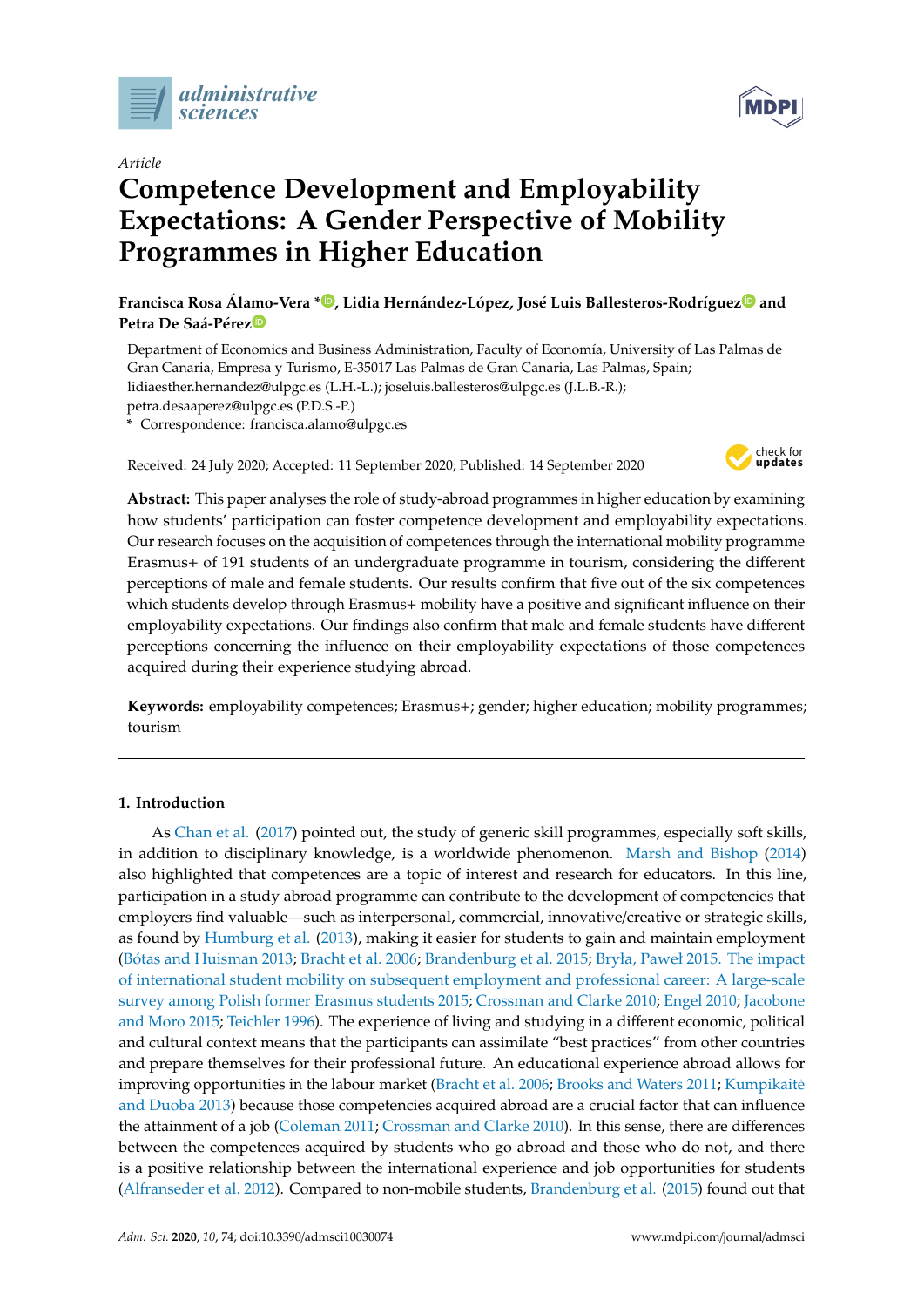*Article*

# Competence Development and Employability Expectations: A Gender Perspective of Mobility Programmes in Higher Education

**Francisca Rosa Álamo-Vera \*, Lidia Hernández-López, José Luis Ballesteros-Rodríguez and Petra De Saá-Pérez**

Department of Economics and Business Administration, Faculty of Economía, University of Las Palmas de Gran Canaria, Empresa y Turismo, E-35017 Las Palmas de Gran Canaria, Las Palmas, Spain; lidiaesther.hernandez@ulpgc.es (L.H.-L.); joseluis.ballesteros@ulpgc.es (J.L.B.-R.); petra.desaaperez@ulpgc.es (P.D.S.-P.)

\* Correspondence: francisca.alamo@ulpgc.es

Received: 24 July 2020; Accepted: 11 September 2020; Published: 14 September 2020

**Abstract:** This paper analyses the role of study-abroad programmes in higher education by examining how students' participation can foster competence development and employability expectations. Our research focuses on the acquisition of competences through the international mobility programme Erasmus+ of 191 students of an undergraduate programme in tourism, considering the different perceptions of male and female students. Our results confirm that five out of the six competences which students develop through Erasmus+ mobility have a positive and significant influence on their employability expectations. Our findings also confirm that male and female students have different perceptions concerning the influence on their employability expectations of those competences acquired during their experience studying abroad.

**Keywords:** employability competences; Erasmus+; gender; higher education; mobility programmes; tourism

## 1. Introduction

As Chan et al. (2017) pointed out, the study of generic skill programmes, especially soft skills, in addition to disciplinary knowledge, is a worldwide phenomenon. Marsh and Bishop (2014) also highlighted that competences are a topic of interest and research for educators. In this line, participation in a study abroad programme can contribute to the development of competencies that employers find valuable—such as interpersonal, commercial, innovative/creative or strategic skills, as found by Humburg et al. (2013), making it easier for students to gain and maintain employment (Bótas and Huisman 2013; Bracht et al. 2006; Brandenburg et al. 2015; Bryła, Paweł 2015. The impact of international student mobility on subsequent employment and professional career: A large-scale survey among Polish former Erasmus students 2015; Crossman and Clarke 2010; Engel 2010; Jacobone and Moro 2015; Teichler 1996). The experience of living and studying in a different economic, political and cultural context means that the participants can assimilate "best practices" from other countries and prepare themselves for their professional future. An educational experience abroad allows for improving opportunities in the labour market (Bracht et al. 2006; Brooks and Waters 2011; Kumpikaitė and Duoba 2013) because those competencies acquired abroad are a crucial factor that can influence the attainment of a job (Coleman 2011; Crossman and Clarke 2010). In this sense, there are differences between the competences acquired by students who go abroad and those who do not, and there is a positive relationship between the international experience and job opportunities for students (Alfranseder et al. 2012). Compared to non-mobile students, Brandenburg et al. (2015) found out that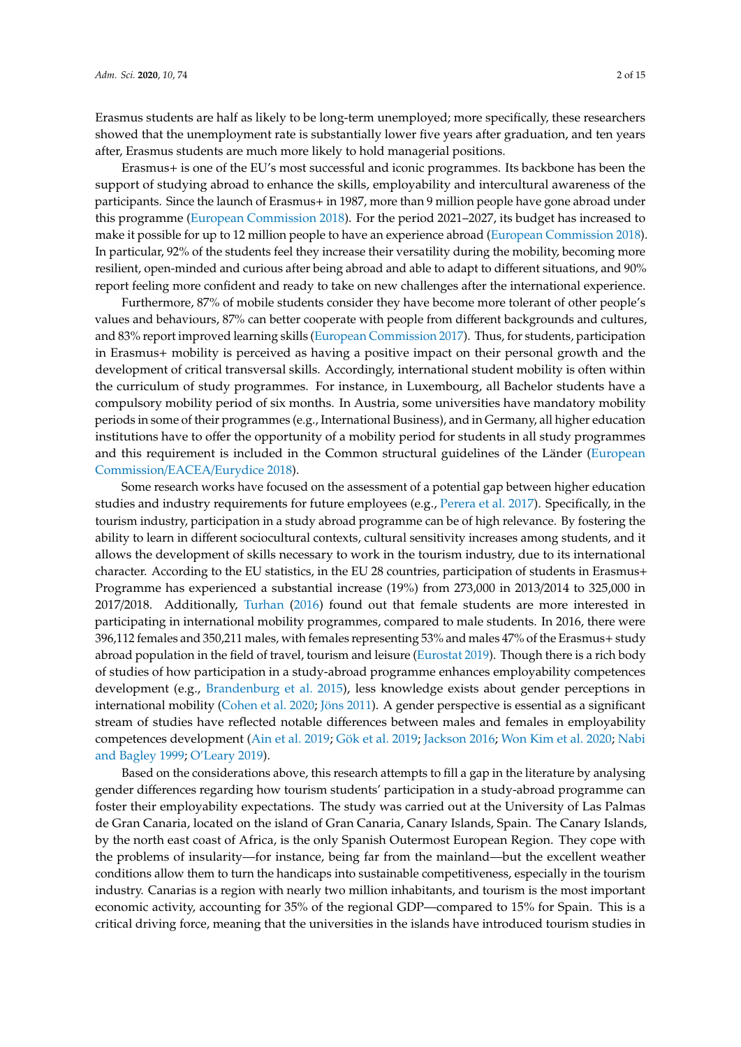Erasmus students are half as likely to be long-term unemployed; more specifically, these researchers showed that the unemployment rate is substantially lower five years after graduation, and ten years after, Erasmus students are much more likely to hold managerial positions.

Erasmus+ is one of the EU's most successful and iconic programmes. Its backbone has been the support of studying abroad to enhance the skills, employability and intercultural awareness of the participants. Since the launch of Erasmus+ in 1987, more than 9 million people have gone abroad under this programme (European Commission 2018). For the period 2021–2027, its budget has increased to make it possible for up to 12 million people to have an experience abroad (European Commission 2018). In particular, 92% of the students feel they increase their versatility during the mobility, becoming more resilient, open-minded and curious after being abroad and able to adapt to different situations, and 90% report feeling more confident and ready to take on new challenges after the international experience.

Furthermore, 87% of mobile students consider they have become more tolerant of other people's values and behaviours, 87% can better cooperate with people from different backgrounds and cultures, and 83% report improved learning skills (European Commission 2017). Thus, for students, participation in Erasmus+ mobility is perceived as having a positive impact on their personal growth and the development of critical transversal skills. Accordingly, international student mobility is often within the curriculum of study programmes. For instance, in Luxembourg, all Bachelor students have a compulsory mobility period of six months. In Austria, some universities have mandatory mobility periods in some of their programmes (e.g., International Business), and in Germany, all higher education institutions have to offer the opportunity of a mobility period for students in all study programmes and this requirement is included in the Common structural guidelines of the Länder (European Commission/EACEA/Eurydice 2018).

Some research works have focused on the assessment of a potential gap between higher education studies and industry requirements for future employees (e.g., Perera et al. 2017). Specifically, in the tourism industry, participation in a study abroad programme can be of high relevance. By fostering the ability to learn in different sociocultural contexts, cultural sensitivity increases among students, and it allows the development of skills necessary to work in the tourism industry, due to its international character. According to the EU statistics, in the EU 28 countries, participation of students in Erasmus+ Programme has experienced a substantial increase (19%) from 273,000 in 2013/2014 to 325,000 in 2017/2018. Additionally, Turhan (2016) found out that female students are more interested in participating in international mobility programmes, compared to male students. In 2016, there were 396,112 females and 350,211 males, with females representing 53% and males 47% of the Erasmus+ study abroad population in the field of travel, tourism and leisure (Eurostat 2019). Though there is a rich body of studies of how participation in a study-abroad programme enhances employability competences development (e.g., Brandenburg et al. 2015), less knowledge exists about gender perceptions in international mobility (Cohen et al. 2020; Jöns 2011). A gender perspective is essential as a significant stream of studies have reflected notable differences between males and females in employability competences development (Ain et al. 2019; Gök et al. 2019; Jackson 2016; Won Kim et al. 2020; Nabi and Bagley 1999; O'Leary 2019).

Based on the considerations above, this research attempts to fill a gap in the literature by analysing gender differences regarding how tourism students' participation in a study-abroad programme can foster their employability expectations. The study was carried out at the University of Las Palmas de Gran Canaria, located on the island of Gran Canaria, Canary Islands, Spain. The Canary Islands, by the north east coast of Africa, is the only Spanish Outermost European Region. They cope with the problems of insularity—for instance, being far from the mainland—but the excellent weather conditions allow them to turn the handicaps into sustainable competitiveness, especially in the tourism industry. Canarias is a region with nearly two million inhabitants, and tourism is the most important economic activity, accounting for 35% of the regional GDP—compared to 15% for Spain. This is a critical driving force, meaning that the universities in the islands have introduced tourism studies in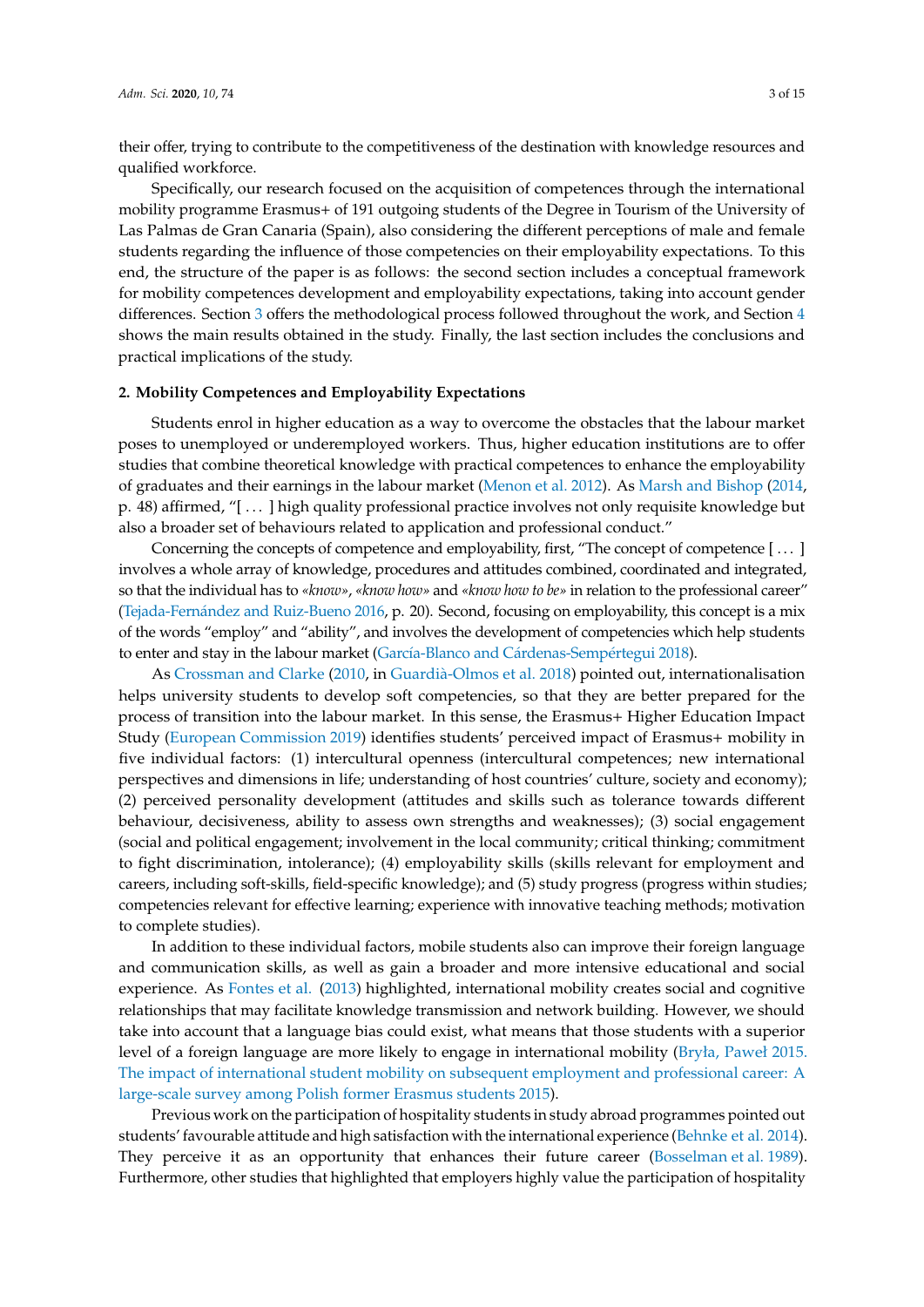their offer, trying to contribute to the competitiveness of the destination with knowledge resources and qualified workforce.

Specifically, our research focused on the acquisition of competences through the international mobility programme Erasmus+ of 191 outgoing students of the Degree in Tourism of the University of Las Palmas de Gran Canaria (Spain), also considering the different perceptions of male and female students regarding the influence of those competencies on their employability expectations. To this end, the structure of the paper is as follows: the second section includes a conceptual framework for mobility competences development and employability expectations, taking into account gender differences. Section 3 offers the methodological process followed throughout the work, and Section 4 shows the main results obtained in the study. Finally, the last section includes the conclusions and practical implications of the study.

## 2. Mobility Competences and Employability Expectations

Students enrol in higher education as a way to overcome the obstacles that the labour market poses to unemployed or underemployed workers. Thus, higher education institutions are to offer studies that combine theoretical knowledge with practical competences to enhance the employability of graduates and their earnings in the labour market (Menon et al. 2012). As Marsh and Bishop (2014, p. 48) affirmed, "[ ... ] high quality professional practice involves not only requisite knowledge but also a broader set of behaviours related to application and professional conduct."

Concerning the concepts of competence and employability, first, "The concept of competence [ ... ] involves a whole array of knowledge, procedures and attitudes combined, coordinated and integrated, so that the individual has to *«know»*, *«know how»* and *«know how to be»* in relation to the professional career" (Tejada-Fernández and Ruiz-Bueno 2016, p. 20). Second, focusing on employability, this concept is a mix of the words "employ" and "ability", and involves the development of competencies which help students to enter and stay in the labour market (García-Blanco and Cárdenas-Sempértegui 2018).

As Crossman and Clarke (2010, in Guardià-Olmos et al. 2018) pointed out, internationalisation helps university students to develop soft competencies, so that they are better prepared for the process of transition into the labour market. In this sense, the Erasmus+ Higher Education Impact Study (European Commission 2019) identifies students' perceived impact of Erasmus+ mobility in five individual factors: (1) intercultural openness (intercultural competences; new international perspectives and dimensions in life; understanding of host countries' culture, society and economy); (2) perceived personality development (attitudes and skills such as tolerance towards different behaviour, decisiveness, ability to assess own strengths and weaknesses); (3) social engagement (social and political engagement; involvement in the local community; critical thinking; commitment to fight discrimination, intolerance); (4) employability skills (skills relevant for employment and careers, including soft-skills, field-specific knowledge); and (5) study progress (progress within studies; competencies relevant for effective learning; experience with innovative teaching methods; motivation to complete studies).

In addition to these individual factors, mobile students also can improve their foreign language and communication skills, as well as gain a broader and more intensive educational and social experience. As Fontes et al. (2013) highlighted, international mobility creates social and cognitive relationships that may facilitate knowledge transmission and network building. However, we should take into account that a language bias could exist, what means that those students with a superior level of a foreign language are more likely to engage in international mobility (Bryła, Paweł 2015. The impact of international student mobility on subsequent employment and professional career: A large-scale survey among Polish former Erasmus students 2015).

Previous work on the participation of hospitality students in study abroad programmes pointed out students' favourable attitude and high satisfaction with the international experience (Behnke et al. 2014). They perceive it as an opportunity that enhances their future career (Bosselman et al. 1989). Furthermore, other studies that highlighted that employers highly value the participation of hospitality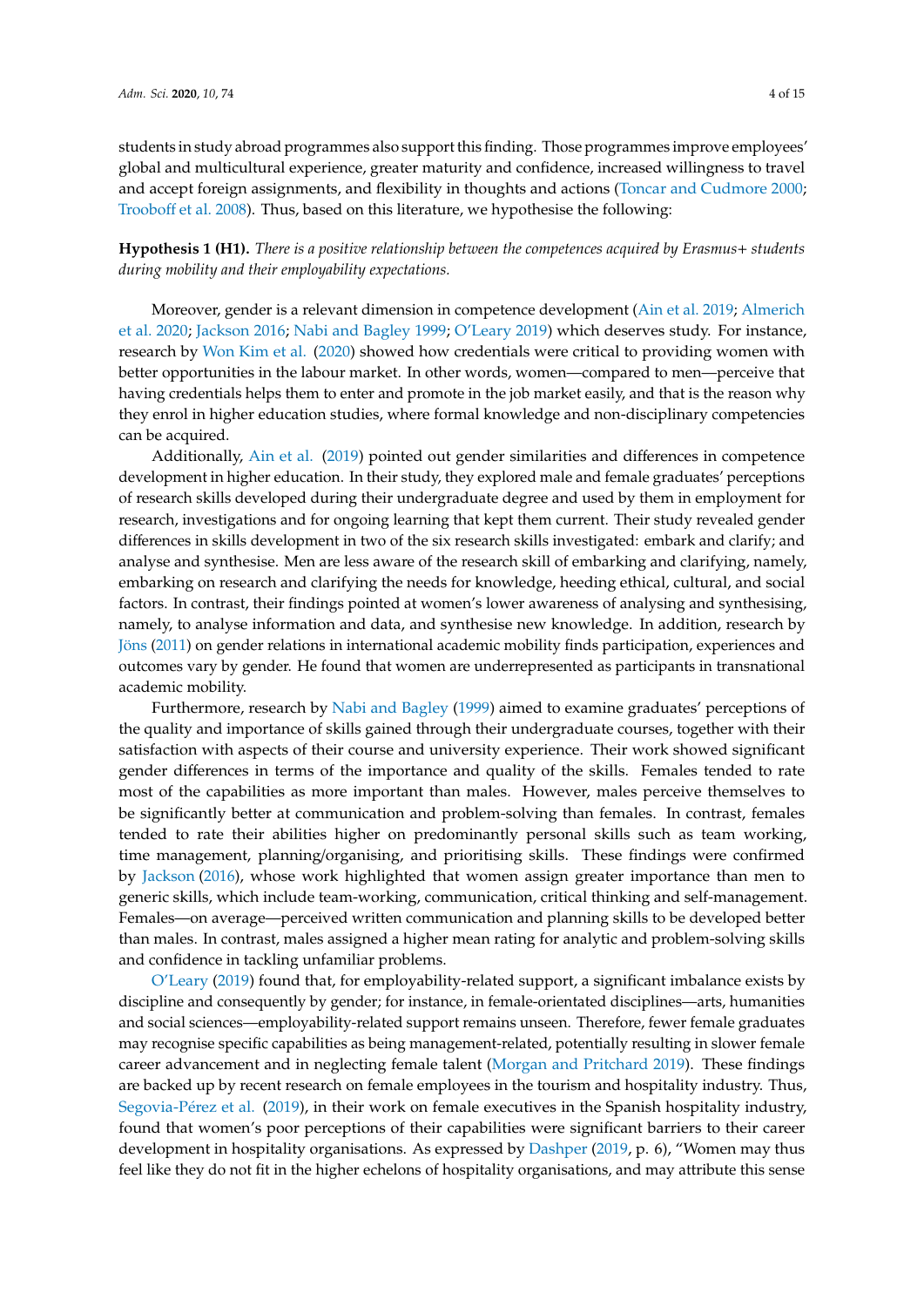students in study abroad programmes also support this finding. Those programmes improve employees' global and multicultural experience, greater maturity and confidence, increased willingness to travel and accept foreign assignments, and flexibility in thoughts and actions (Toncar and Cudmore 2000; Trooboff et al. 2008). Thus, based on this literature, we hypothesise the following:

**Hypothesis 1 (H1).** *There is a positive relationship between the competences acquired by Erasmus+ students during mobility and their employability expectations.*

Moreover, gender is a relevant dimension in competence development (Ain et al. 2019; Almerich et al. 2020; Jackson 2016; Nabi and Bagley 1999; O'Leary 2019) which deserves study. For instance, research by Won Kim et al. (2020) showed how credentials were critical to providing women with better opportunities in the labour market. In other words, women—compared to men—perceive that having credentials helps them to enter and promote in the job market easily, and that is the reason why they enrol in higher education studies, where formal knowledge and non-disciplinary competencies can be acquired.

Additionally, Ain et al. (2019) pointed out gender similarities and differences in competence development in higher education. In their study, they explored male and female graduates' perceptions of research skills developed during their undergraduate degree and used by them in employment for research, investigations and for ongoing learning that kept them current. Their study revealed gender differences in skills development in two of the six research skills investigated: embark and clarify; and analyse and synthesise. Men are less aware of the research skill of embarking and clarifying, namely, embarking on research and clarifying the needs for knowledge, heeding ethical, cultural, and social factors. In contrast, their findings pointed at women's lower awareness of analysing and synthesising, namely, to analyse information and data, and synthesise new knowledge. In addition, research by Jöns (2011) on gender relations in international academic mobility finds participation, experiences and outcomes vary by gender. He found that women are underrepresented as participants in transnational academic mobility.

Furthermore, research by Nabi and Bagley (1999) aimed to examine graduates' perceptions of the quality and importance of skills gained through their undergraduate courses, together with their satisfaction with aspects of their course and university experience. Their work showed significant gender differences in terms of the importance and quality of the skills. Females tended to rate most of the capabilities as more important than males. However, males perceive themselves to be significantly better at communication and problem-solving than females. In contrast, females tended to rate their abilities higher on predominantly personal skills such as team working, time management, planning/organising, and prioritising skills. These findings were confirmed by Jackson (2016), whose work highlighted that women assign greater importance than men to generic skills, which include team-working, communication, critical thinking and self-management. Females—on average—perceived written communication and planning skills to be developed better than males. In contrast, males assigned a higher mean rating for analytic and problem-solving skills and confidence in tackling unfamiliar problems.

O'Leary (2019) found that, for employability-related support, a significant imbalance exists by discipline and consequently by gender; for instance, in female-orientated disciplines—arts, humanities and social sciences—employability-related support remains unseen. Therefore, fewer female graduates may recognise specific capabilities as being management-related, potentially resulting in slower female career advancement and in neglecting female talent (Morgan and Pritchard 2019). These findings are backed up by recent research on female employees in the tourism and hospitality industry. Thus, Segovia-Pérez et al. (2019), in their work on female executives in the Spanish hospitality industry, found that women's poor perceptions of their capabilities were significant barriers to their career development in hospitality organisations. As expressed by Dashper (2019, p. 6), "Women may thus feel like they do not fit in the higher echelons of hospitality organisations, and may attribute this sense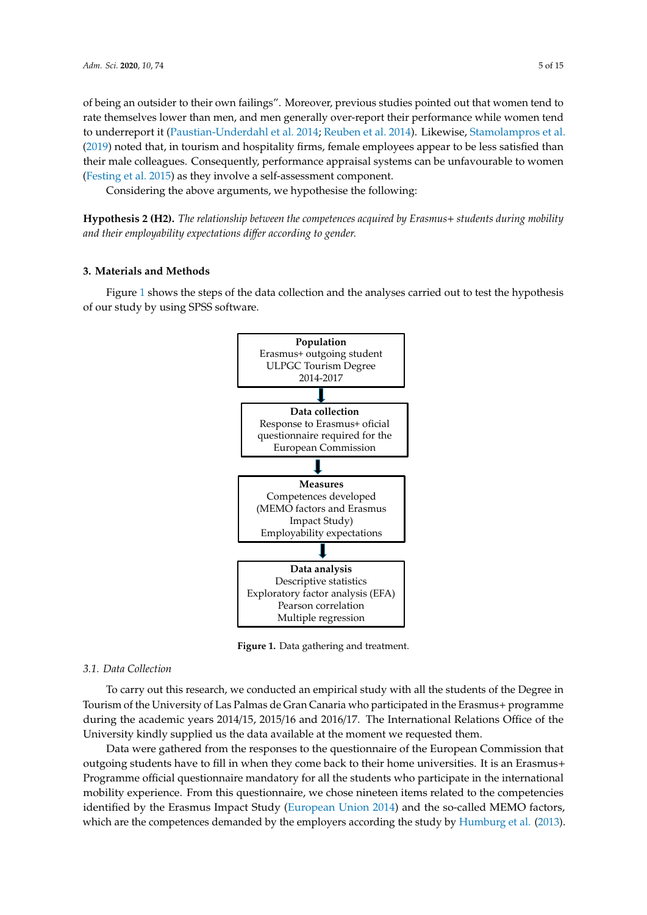of being an outsider to their own failings". Moreover, previous studies pointed out that women tend to rate themselves lower than men, and men generally over-report their performance while women tend to underreport it (Paustian-Underdahl et al. 2014; Reuben et al. 2014). Likewise, Stamolampros et al. (2019) noted that, in tourism and hospitality firms, female employees appear to be less satisfied than their male colleagues. Consequently, performance appraisal systems can be unfavourable to women (Festing et al. 2015) as they involve a self-assessment component.

Considering the above arguments, we hypothesise the following:

**Hypothesis 2 (H2).** *The relationship between the competences acquired by Erasmus+ students during mobility and their employability expectations differ according to gender.*

## 3. Materials and Methods

Figure 1 shows the steps of the data collection and the analyses carried out to test the hypothesis of our study by using SPSS software.

**Population**
Erasmus+ outgoing student
ULPGC Tourism Degree
2014-2017

↓

**Data collection**
Response to Erasmus+ oficial questionnaire required for the European Commission

↓

**Measures**
Competences developed (MEMO factors and Erasmus Impact Study)
Employability expectations

↓

**Data analysis**
Descriptive statistics
Exploratory factor analysis (EFA)
Pearson correlation
Multiple regression

**Figure 1.** Data gathering and treatment.

### *3.1. Data Collection*

To carry out this research, we conducted an empirical study with all the students of the Degree in Tourism of the University of Las Palmas de Gran Canaria who participated in the Erasmus+ programme during the academic years 2014/15, 2015/16 and 2016/17. The International Relations Office of the University kindly supplied us the data available at the moment we requested them.

Data were gathered from the responses to the questionnaire of the European Commission that outgoing students have to fill in when they come back to their home universities. It is an Erasmus+ Programme official questionnaire mandatory for all the students who participate in the international mobility experience. From this questionnaire, we chose nineteen items related to the competencies identified by the Erasmus Impact Study (European Union 2014) and the so-called MEMO factors, which are the competences demanded by the employers according the study by Humburg et al. (2013).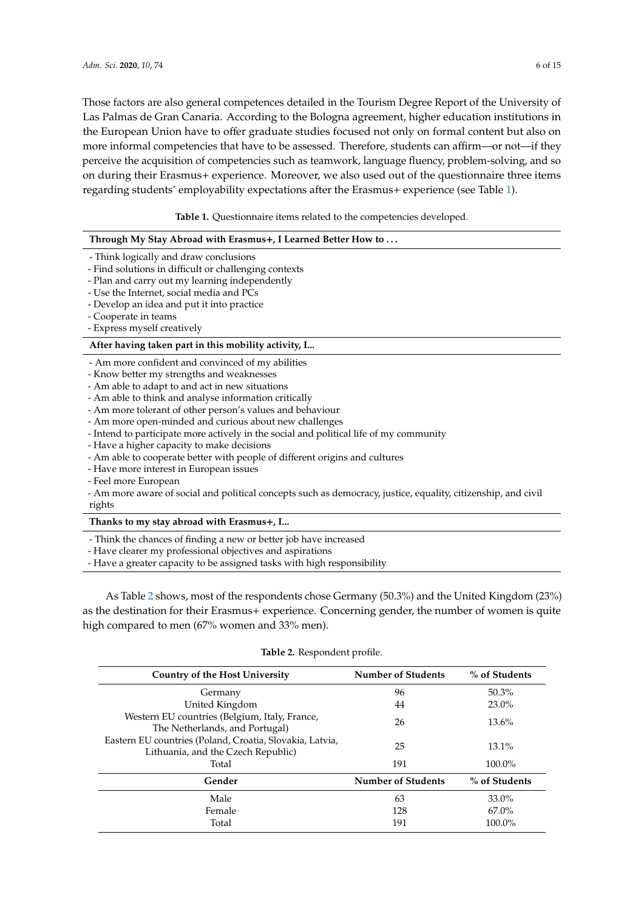Those factors are also general competences detailed in the Tourism Degree Report of the University of Las Palmas de Gran Canaria. According to the Bologna agreement, higher education institutions in the European Union have to offer graduate studies focused not only on formal content but also on more informal competencies that have to be assessed. Therefore, students can affirm—or not—if they perceive the acquisition of competencies such as teamwork, language fluency, problem-solving, and so on during their Erasmus+ experience. Moreover, we also used out of the questionnaire three items regarding students' employability expectations after the Erasmus+ experience (see Table 1).

**Table 1.** Questionnaire items related to the competencies developed.

| Through My Stay Abroad with Erasmus+, I Learned Better How to . . . |
| --- |
| - Think logically and draw conclusions<br>- Find solutions in difficult or challenging contexts<br>- Plan and carry out my learning independently<br>- Use the Internet, social media and PCs<br>- Develop an idea and put it into practice<br>- Cooperate in teams<br>- Express myself creatively |
| **After having taken part in this mobility activity, I...** |
| - Am more confident and convinced of my abilities<br>- Know better my strengths and weaknesses<br>- Am able to adapt to and act in new situations<br>- Am able to think and analyse information critically<br>- Am more tolerant of other person's values and behaviour<br>- Am more open-minded and curious about new challenges<br>- Intend to participate more actively in the social and political life of my community<br>- Have a higher capacity to make decisions<br>- Am able to cooperate better with people of different origins and cultures<br>- Have more interest in European issues<br>- Feel more European<br>- Am more aware of social and political concepts such as democracy, justice, equality, citizenship, and civil rights |
| **Thanks to my stay abroad with Erasmus+, I...** |
| - Think the chances of finding a new or better job have increased<br>- Have clearer my professional objectives and aspirations<br>- Have a greater capacity to be assigned tasks with high responsibility |

As Table 2 shows, most of the respondents chose Germany (50.3%) and the United Kingdom (23%) as the destination for their Erasmus+ experience. Concerning gender, the number of women is quite high compared to men (67% women and 33% men).

**Table 2.** Respondent profile.

| Country of the Host University | Number of Students | % of Students |
| --- | --- | --- |
| Germany | 96 | 50.3% |
| United Kingdom | 44 | 23.0% |
| Western EU countries (Belgium, Italy, France, The Netherlands, and Portugal) | 26 | 13.6% |
| Eastern EU countries (Poland, Croatia, Slovakia, Latvia, Lithuania, and the Czech Republic) | 25 | 13.1% |
| Total | 191 | 100.0% |
| **Gender** | **Number of Students** | **% of Students** |
| Male | 63 | 33.0% |
| Female | 128 | 67.0% |
| Total | 191 | 100.0% |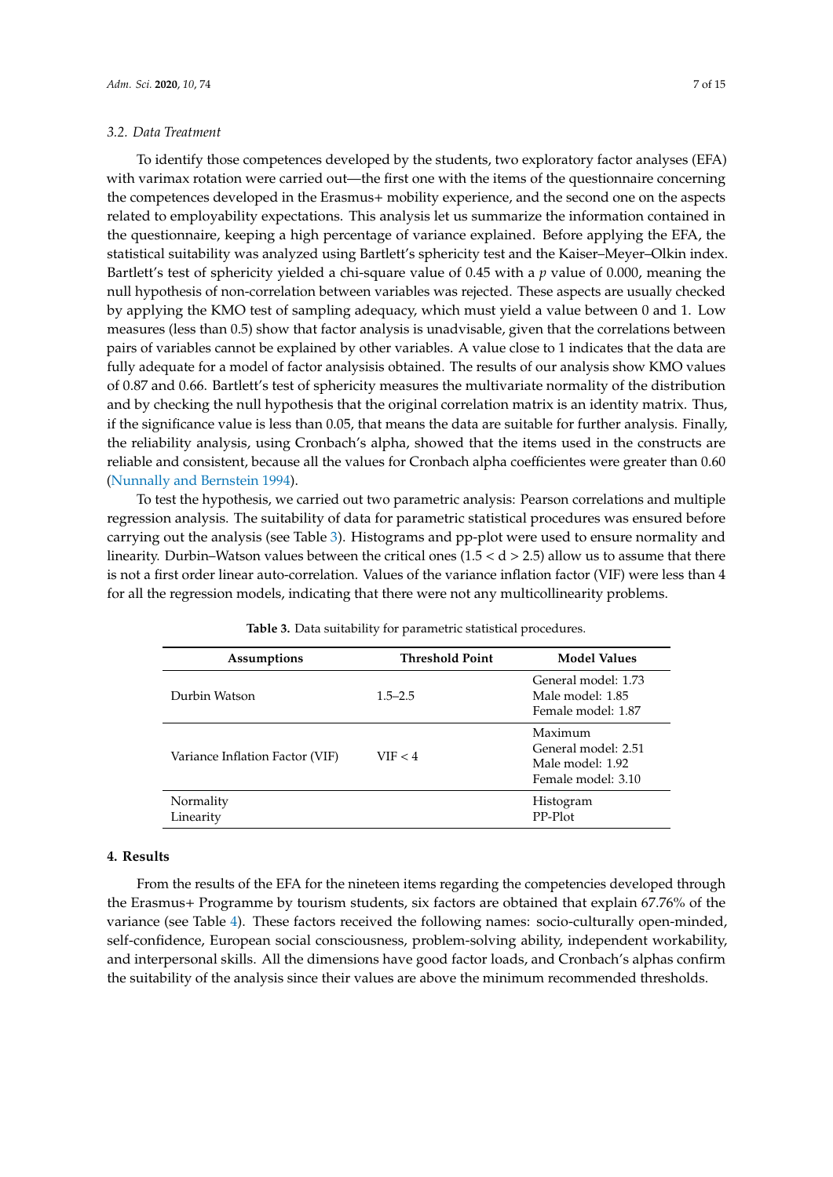### 3.2. Data Treatment

To identify those competences developed by the students, two exploratory factor analyses (EFA) with varimax rotation were carried out—the first one with the items of the questionnaire concerning the competences developed in the Erasmus+ mobility experience, and the second one on the aspects related to employability expectations. This analysis let us summarize the information contained in the questionnaire, keeping a high percentage of variance explained. Before applying the EFA, the statistical suitability was analyzed using Bartlett's sphericity test and the Kaiser–Meyer–Olkin index. Bartlett's test of sphericity yielded a chi-square value of 0.45 with a $p$ value of 0.000, meaning the null hypothesis of non-correlation between variables was rejected. These aspects are usually checked by applying the KMO test of sampling adequacy, which must yield a value between 0 and 1. Low measures (less than 0.5) show that factor analysis is unadvisable, given that the correlations between pairs of variables cannot be explained by other variables. A value close to 1 indicates that the data are fully adequate for a model of factor analysisis obtained. The results of our analysis show KMO values of 0.87 and 0.66. Bartlett's test of sphericity measures the multivariate normality of the distribution and by checking the null hypothesis that the original correlation matrix is an identity matrix. Thus, if the significance value is less than 0.05, that means the data are suitable for further analysis. Finally, the reliability analysis, using Cronbach's alpha, showed that the items used in the constructs are reliable and consistent, because all the values for Cronbach alpha coefficientes were greater than 0.60 (Nunnally and Bernstein 1994).

To test the hypothesis, we carried out two parametric analysis: Pearson correlations and multiple regression analysis. The suitability of data for parametric statistical procedures was ensured before carrying out the analysis (see Table 3). Histograms and pp-plot were used to ensure normality and linearity. Durbin–Watson values between the critical ones ($1.5 < d > 2.5$) allow us to assume that there is not a first order linear auto-correlation. Values of the variance inflation factor (VIF) were less than 4 for all the regression models, indicating that there were not any multicollinearity problems.

**Table 3.** Data suitability for parametric statistical procedures.

| Assumptions | Threshold Point | Model Values |
|---|---|---|
| Durbin Watson | 1.5–2.5 | General model: 1.73<br>Male model: 1.85<br>Female model: 1.87 |
| Variance Inflation Factor (VIF) | VIF < 4 | Maximum<br>General model: 2.51<br>Male model: 1.92<br>Female model: 3.10 |
| Normality<br>Linearity | | Histogram<br>PP-Plot |

## 4. Results

From the results of the EFA for the nineteen items regarding the competencies developed through the Erasmus+ Programme by tourism students, six factors are obtained that explain 67.76% of the variance (see Table 4). These factors received the following names: socio-culturally open-minded, self-confidence, European social consciousness, problem-solving ability, independent workability, and interpersonal skills. All the dimensions have good factor loads, and Cronbach's alphas confirm the suitability of the analysis since their values are above the minimum recommended thresholds.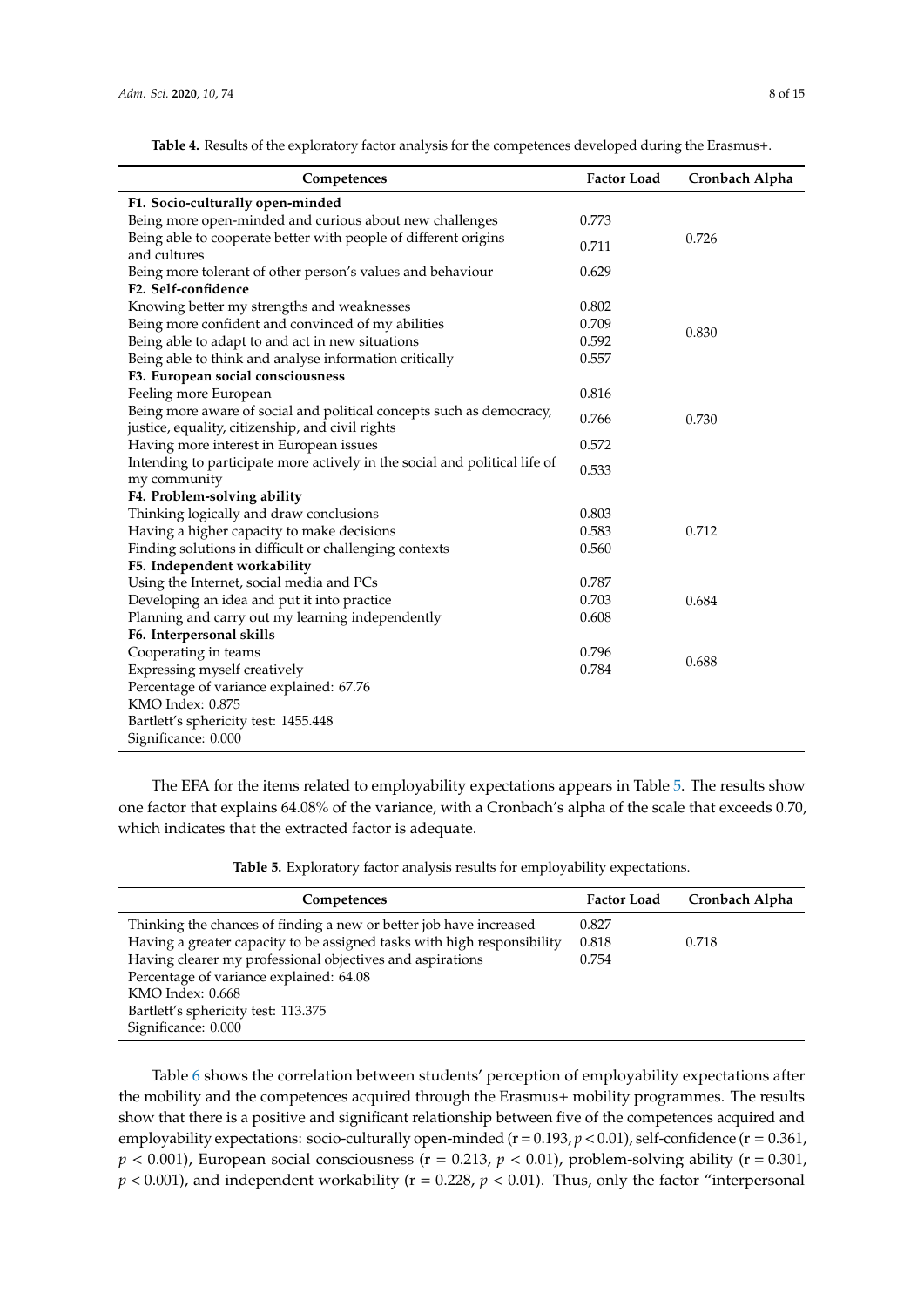**Table 4.** Results of the exploratory factor analysis for the competences developed during the Erasmus+.

| Competences | Factor Load | Cronbach Alpha |
|---|---|---|
| **F1. Socio-culturally open-minded** | | |
| Being more open-minded and curious about new challenges | 0.773 | |
| Being able to cooperate better with people of different origins and cultures | 0.711 | 0.726 |
| Being more tolerant of other person's values and behaviour | 0.629 | |
| **F2. Self-confidence** | | |
| Knowing better my strengths and weaknesses | 0.802 | |
| Being more confident and convinced of my abilities | 0.709 | 0.830 |
| Being able to adapt to and act in new situations | 0.592 | |
| Being able to think and analyse information critically | 0.557 | |
| **F3. European social consciousness** | | |
| Feeling more European | 0.816 | |
| Being more aware of social and political concepts such as democracy, justice, equality, citizenship, and civil rights | 0.766 | 0.730 |
| Having more interest in European issues | 0.572 | |
| Intending to participate more actively in the social and political life of my community | 0.533 | |
| **F4. Problem-solving ability** | | |
| Thinking logically and draw conclusions | 0.803 | |
| Having a higher capacity to make decisions | 0.583 | 0.712 |
| Finding solutions in difficult or challenging contexts | 0.560 | |
| **F5. Independent workability** | | |
| Using the Internet, social media and PCs | 0.787 | |
| Developing an idea and put it into practice | 0.703 | 0.684 |
| Planning and carry out my learning independently | 0.608 | |
| **F6. Interpersonal skills** | | |
| Cooperating in teams | 0.796 | 0.688 |
| Expressing myself creatively | 0.784 | |
| Percentage of variance explained: 67.76 | | |
| KMO Index: 0.875 | | |
| Bartlett's sphericity test: 1455.448 | | |
| Significance: 0.000 | | |

The EFA for the items related to employability expectations appears in Table 5. The results show one factor that explains 64.08% of the variance, with a Cronbach's alpha of the scale that exceeds 0.70, which indicates that the extracted factor is adequate.

**Table 5.** Exploratory factor analysis results for employability expectations.

| Competences | Factor Load | Cronbach Alpha |
|---|---|---|
| Thinking the chances of finding a new or better job have increased | 0.827 | |
| Having a greater capacity to be assigned tasks with high responsibility | 0.818 | 0.718 |
| Having clearer my professional objectives and aspirations | 0.754 | |
| Percentage of variance explained: 64.08 | | |
| KMO Index: 0.668 | | |
| Bartlett's sphericity test: 113.375 | | |
| Significance: 0.000 | | |

Table 6 shows the correlation between students' perception of employability expectations after the mobility and the competences acquired through the Erasmus+ mobility programmes. The results show that there is a positive and significant relationship between five of the competences acquired and employability expectations: socio-culturally open-minded ($r = 0.193$, $p < 0.01$), self-confidence ($r = 0.361$, $p < 0.001$), European social consciousness ($r = 0.213$, $p < 0.01$), problem-solving ability ($r = 0.301$, $p < 0.001$), and independent workability ($r = 0.228$, $p < 0.01$). Thus, only the factor "interpersonal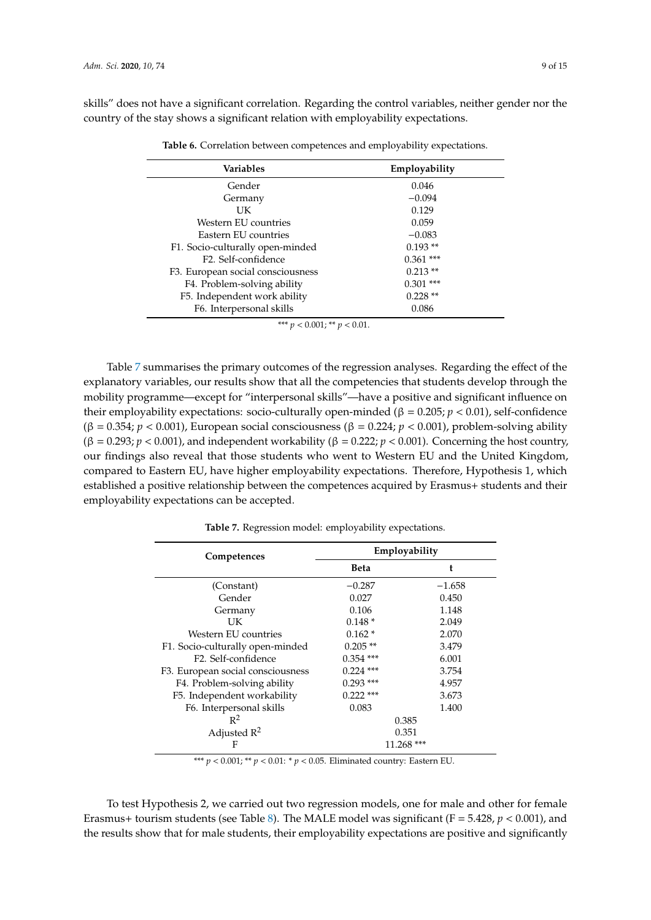skills" does not have a significant correlation. Regarding the control variables, neither gender nor the country of the stay shows a significant relation with employability expectations.

**Table 6.** Correlation between competences and employability expectations.

| Variables | Employability |
|---|---|
| Gender | 0.046 |
| Germany | −0.094 |
| UK | 0.129 |
| Western EU countries | 0.059 |
| Eastern EU countries | −0.083 |
| F1. Socio-culturally open-minded | 0.193 ** |
| F2. Self-confidence | 0.361 *** |
| F3. European social consciousness | 0.213 ** |
| F4. Problem-solving ability | 0.301 *** |
| F5. Independent work ability | 0.228 ** |
| F6. Interpersonal skills | 0.086 |

*** $p < 0.001$; ** $p < 0.01$.

Table 7 summarises the primary outcomes of the regression analyses. Regarding the effect of the explanatory variables, our results show that all the competencies that students develop through the mobility programme—except for "interpersonal skills"—have a positive and significant influence on their employability expectations: socio-culturally open-minded (β = 0.205; $p < 0.01$), self-confidence (β = 0.354; $p < 0.001$), European social consciousness (β = 0.224; $p < 0.001$), problem-solving ability (β = 0.293; $p < 0.001$), and independent workability (β = 0.222; $p < 0.001$). Concerning the host country, our findings also reveal that those students who went to Western EU and the United Kingdom, compared to Eastern EU, have higher employability expectations. Therefore, Hypothesis 1, which established a positive relationship between the competences acquired by Erasmus+ students and their employability expectations can be accepted.

**Table 7.** Regression model: employability expectations.

| Competences | Employability | |
|---|---|---|
| | Beta | t |
| (Constant) | −0.287 | −1.658 |
| Gender | 0.027 | 0.450 |
| Germany | 0.106 | 1.148 |
| UK | 0.148 * | 2.049 |
| Western EU countries | 0.162 * | 2.070 |
| F1. Socio-culturally open-minded | 0.205 ** | 3.479 |
| F2. Self-confidence | 0.354 *** | 6.001 |
| F3. European social consciousness | 0.224 *** | 3.754 |
| F4. Problem-solving ability | 0.293 *** | 4.957 |
| F5. Independent workability | 0.222 *** | 3.673 |
| F6. Interpersonal skills | 0.083 | 1.400 |
| $R^2$ | 0.385 | |
| Adjusted $R^2$ | 0.351 | |
| F | 11.268 *** | |

*** $p < 0.001$; ** $p < 0.01$: * $p < 0.05$. Eliminated country: Eastern EU.

To test Hypothesis 2, we carried out two regression models, one for male and other for female Erasmus+ tourism students (see Table 8). The MALE model was significant (F = 5.428, $p < 0.001$), and the results show that for male students, their employability expectations are positive and significantly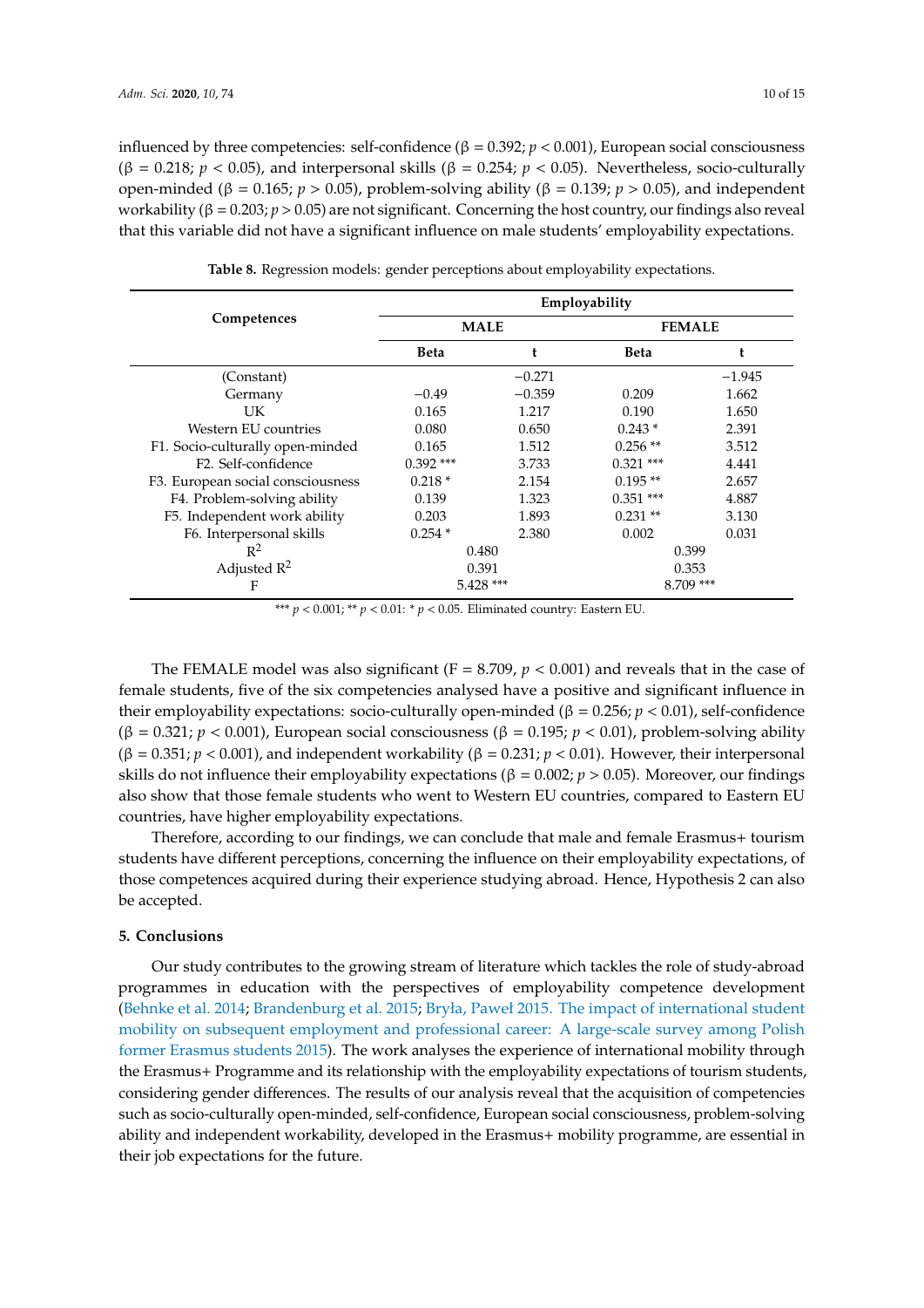influenced by three competencies: self-confidence (β = 0.392; $p < 0.001$), European social consciousness (β = 0.218; $p < 0.05$), and interpersonal skills (β = 0.254; $p < 0.05$). Nevertheless, socio-culturally open-minded (β = 0.165; $p > 0.05$), problem-solving ability (β = 0.139; $p > 0.05$), and independent workability (β = 0.203; $p > 0.05$) are not significant. Concerning the host country, our findings also reveal that this variable did not have a significant influence on male students' employability expectations.

**Table 8.** Regression models: gender perceptions about employability expectations.

| Competences | Employability | | | |
|---|---|---|---|---|
| | MALE | | FEMALE | |
| | Beta | t | Beta | t |
| (Constant) | | −0.271 | | −1.945 |
| Germany | −0.49 | −0.359 | 0.209 | 1.662 |
| UK | 0.165 | 1.217 | 0.190 | 1.650 |
| Western EU countries | 0.080 | 0.650 | 0.243 * | 2.391 |
| F1. Socio-culturally open-minded | 0.165 | 1.512 | 0.256 ** | 3.512 |
| F2. Self-confidence | 0.392 *** | 3.733 | 0.321 *** | 4.441 |
| F3. European social consciousness | 0.218 * | 2.154 | 0.195 ** | 2.657 |
| F4. Problem-solving ability | 0.139 | 1.323 | 0.351 *** | 4.887 |
| F5. Independent work ability | 0.203 | 1.893 | 0.231 ** | 3.130 |
| F6. Interpersonal skills | 0.254 * | 2.380 | 0.002 | 0.031 |
| $R^2$ | 0.480 | | 0.399 | |
| Adjusted $R^2$ | 0.391 | | 0.353 | |
| F | 5.428 *** | | 8.709 *** | |

*** $p < 0.001$; ** $p < 0.01$: * $p < 0.05$. Eliminated country: Eastern EU.

The FEMALE model was also significant (F = 8.709, $p < 0.001$) and reveals that in the case of female students, five of the six competencies analysed have a positive and significant influence in their employability expectations: socio-culturally open-minded (β = 0.256; $p < 0.01$), self-confidence (β = 0.321; $p < 0.001$), European social consciousness (β = 0.195; $p < 0.01$), problem-solving ability (β = 0.351; $p < 0.001$), and independent workability (β = 0.231; $p < 0.01$). However, their interpersonal skills do not influence their employability expectations (β = 0.002; $p > 0.05$). Moreover, our findings also show that those female students who went to Western EU countries, compared to Eastern EU countries, have higher employability expectations.

Therefore, according to our findings, we can conclude that male and female Erasmus+ tourism students have different perceptions, concerning the influence on their employability expectations, of those competences acquired during their experience studying abroad. Hence, Hypothesis 2 can also be accepted.

## 5. Conclusions

Our study contributes to the growing stream of literature which tackles the role of study-abroad programmes in education with the perspectives of employability competence development (Behnke et al. 2014; Brandenburg et al. 2015; Bryła, Paweł 2015. The impact of international student mobility on subsequent employment and professional career: A large-scale survey among Polish former Erasmus students 2015). The work analyses the experience of international mobility through the Erasmus+ Programme and its relationship with the employability expectations of tourism students, considering gender differences. The results of our analysis reveal that the acquisition of competencies such as socio-culturally open-minded, self-confidence, European social consciousness, problem-solving ability and independent workability, developed in the Erasmus+ mobility programme, are essential in their job expectations for the future.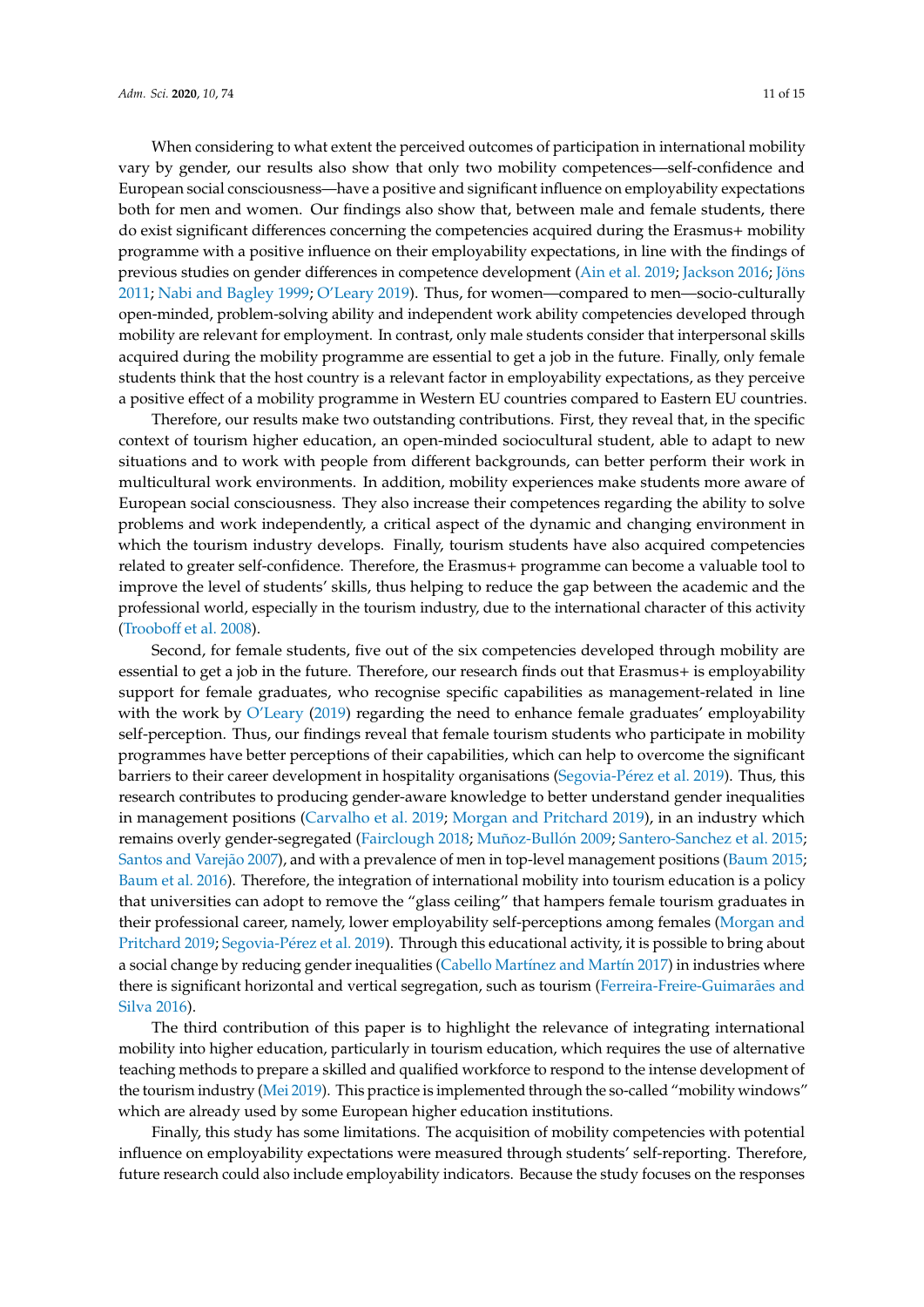When considering to what extent the perceived outcomes of participation in international mobility vary by gender, our results also show that only two mobility competences—self-confidence and European social consciousness—have a positive and significant influence on employability expectations both for men and women. Our findings also show that, between male and female students, there do exist significant differences concerning the competencies acquired during the Erasmus+ mobility programme with a positive influence on their employability expectations, in line with the findings of previous studies on gender differences in competence development (Ain et al. 2019; Jackson 2016; Jöns 2011; Nabi and Bagley 1999; O'Leary 2019). Thus, for women—compared to men—socio-culturally open-minded, problem-solving ability and independent work ability competencies developed through mobility are relevant for employment. In contrast, only male students consider that interpersonal skills acquired during the mobility programme are essential to get a job in the future. Finally, only female students think that the host country is a relevant factor in employability expectations, as they perceive a positive effect of a mobility programme in Western EU countries compared to Eastern EU countries.

Therefore, our results make two outstanding contributions. First, they reveal that, in the specific context of tourism higher education, an open-minded sociocultural student, able to adapt to new situations and to work with people from different backgrounds, can better perform their work in multicultural work environments. In addition, mobility experiences make students more aware of European social consciousness. They also increase their competences regarding the ability to solve problems and work independently, a critical aspect of the dynamic and changing environment in which the tourism industry develops. Finally, tourism students have also acquired competencies related to greater self-confidence. Therefore, the Erasmus+ programme can become a valuable tool to improve the level of students' skills, thus helping to reduce the gap between the academic and the professional world, especially in the tourism industry, due to the international character of this activity (Trooboff et al. 2008).

Second, for female students, five out of the six competencies developed through mobility are essential to get a job in the future. Therefore, our research finds out that Erasmus+ is employability support for female graduates, who recognise specific capabilities as management-related in line with the work by O'Leary (2019) regarding the need to enhance female graduates' employability self-perception. Thus, our findings reveal that female tourism students who participate in mobility programmes have better perceptions of their capabilities, which can help to overcome the significant barriers to their career development in hospitality organisations (Segovia-Pérez et al. 2019). Thus, this research contributes to producing gender-aware knowledge to better understand gender inequalities in management positions (Carvalho et al. 2019; Morgan and Pritchard 2019), in an industry which remains overly gender-segregated (Fairclough 2018; Muñoz-Bullón 2009; Santero-Sanchez et al. 2015; Santos and Varejão 2007), and with a prevalence of men in top-level management positions (Baum 2015; Baum et al. 2016). Therefore, the integration of international mobility into tourism education is a policy that universities can adopt to remove the "glass ceiling" that hampers female tourism graduates in their professional career, namely, lower employability self-perceptions among females (Morgan and Pritchard 2019; Segovia-Pérez et al. 2019). Through this educational activity, it is possible to bring about a social change by reducing gender inequalities (Cabello Martínez and Martín 2017) in industries where there is significant horizontal and vertical segregation, such as tourism (Ferreira-Freire-Guimarães and Silva 2016).

The third contribution of this paper is to highlight the relevance of integrating international mobility into higher education, particularly in tourism education, which requires the use of alternative teaching methods to prepare a skilled and qualified workforce to respond to the intense development of the tourism industry (Mei 2019). This practice is implemented through the so-called "mobility windows" which are already used by some European higher education institutions.

Finally, this study has some limitations. The acquisition of mobility competencies with potential influence on employability expectations were measured through students' self-reporting. Therefore, future research could also include employability indicators. Because the study focuses on the responses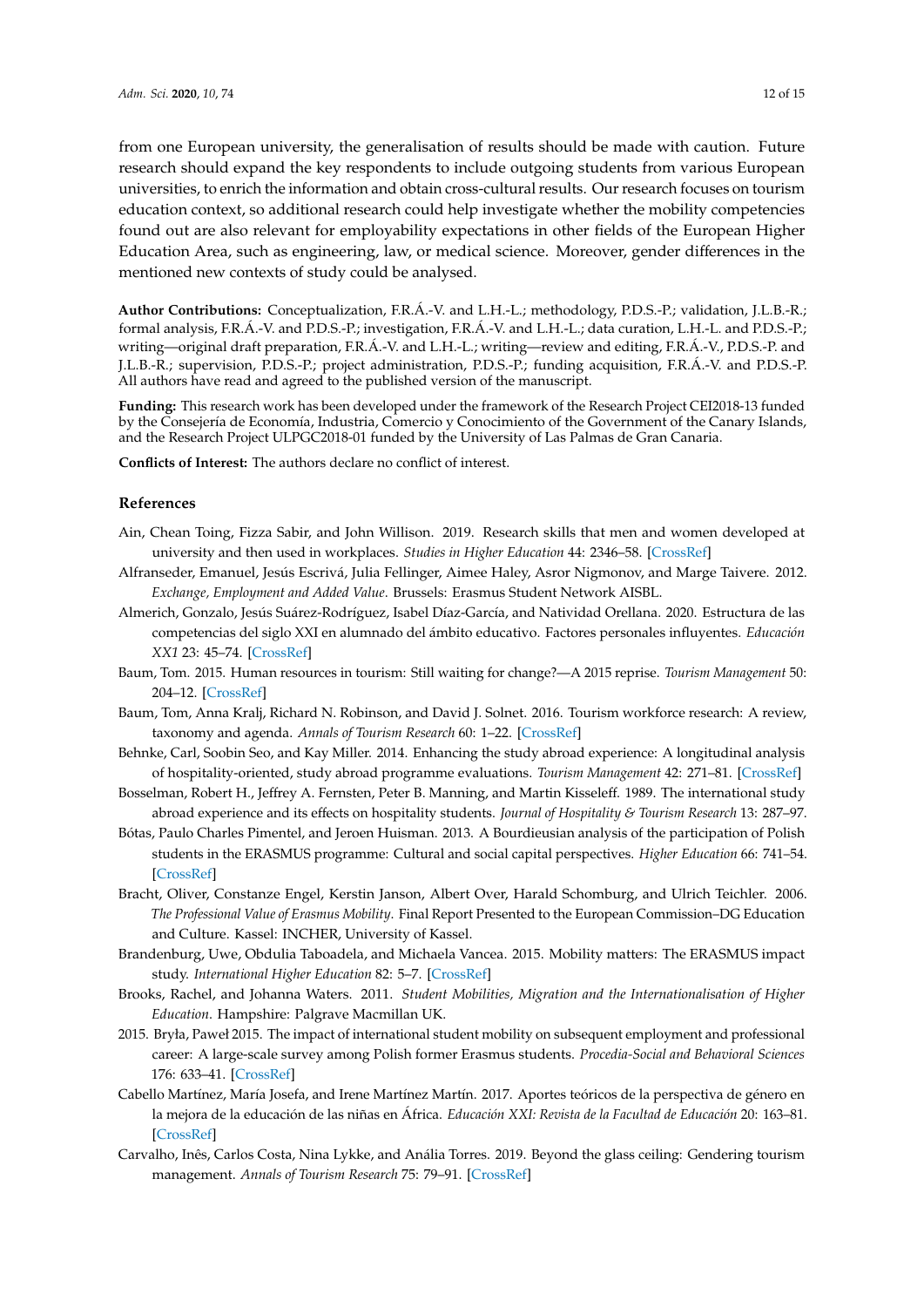from one European university, the generalisation of results should be made with caution. Future research should expand the key respondents to include outgoing students from various European universities, to enrich the information and obtain cross-cultural results. Our research focuses on tourism education context, so additional research could help investigate whether the mobility competencies found out are also relevant for employability expectations in other fields of the European Higher Education Area, such as engineering, law, or medical science. Moreover, gender differences in the mentioned new contexts of study could be analysed.

**Author Contributions:** Conceptualization, F.R.Á.-V. and L.H.-L.; methodology, P.D.S.-P.; validation, J.L.B.-R.; formal analysis, F.R.Á.-V. and P.D.S.-P.; investigation, F.R.Á.-V. and L.H.-L.; data curation, L.H.-L. and P.D.S.-P.; writing—original draft preparation, F.R.Á.-V. and L.H.-L.; writing—review and editing, F.R.Á.-V., P.D.S.-P. and J.L.B.-R.; supervision, P.D.S.-P.; project administration, P.D.S.-P.; funding acquisition, F.R.Á.-V. and P.D.S.-P. All authors have read and agreed to the published version of the manuscript.

**Funding:** This research work has been developed under the framework of the Research Project CEI2018-13 funded by the Consejería de Economía, Industria, Comercio y Conocimiento of the Government of the Canary Islands, and the Research Project ULPGC2018-01 funded by the University of Las Palmas de Gran Canaria.

**Conflicts of Interest:** The authors declare no conflict of interest.

## References

Ain, Chean Toing, Fizza Sabir, and John Willison. 2019. Research skills that men and women developed at university and then used in workplaces. *Studies in Higher Education* 44: 2346–58. [CrossRef]

Alfranseder, Emanuel, Jesús Escrivá, Julia Fellinger, Aimee Haley, Asror Nigmonov, and Marge Taivere. 2012. *Exchange, Employment and Added Value*. Brussels: Erasmus Student Network AISBL.

Almerich, Gonzalo, Jesús Suárez-Rodríguez, Isabel Díaz-García, and Natividad Orellana. 2020. Estructura de las competencias del siglo XXI en alumnado del ámbito educativo. Factores personales influyentes. *Educación XX1* 23: 45–74. [CrossRef]

Baum, Tom. 2015. Human resources in tourism: Still waiting for change?—A 2015 reprise. *Tourism Management* 50: 204–12. [CrossRef]

Baum, Tom, Anna Kralj, Richard N. Robinson, and David J. Solnet. 2016. Tourism workforce research: A review, taxonomy and agenda. *Annals of Tourism Research* 60: 1–22. [CrossRef]

Behnke, Carl, Soobin Seo, and Kay Miller. 2014. Enhancing the study abroad experience: A longitudinal analysis of hospitality-oriented, study abroad programme evaluations. *Tourism Management* 42: 271–81. [CrossRef]

Bosselman, Robert H., Jeffrey A. Fernsten, Peter B. Manning, and Martin Kisseleff. 1989. The international study abroad experience and its effects on hospitality students. *Journal of Hospitality & Tourism Research* 13: 287–97.

Bótas, Paulo Charles Pimentel, and Jeroen Huisman. 2013. A Bourdieusian analysis of the participation of Polish students in the ERASMUS programme: Cultural and social capital perspectives. *Higher Education* 66: 741–54. [CrossRef]

Bracht, Oliver, Constanze Engel, Kerstin Janson, Albert Over, Harald Schomburg, and Ulrich Teichler. 2006. *The Professional Value of Erasmus Mobility*. Final Report Presented to the European Commission–DG Education and Culture. Kassel: INCHER, University of Kassel.

Brandenburg, Uwe, Obdulia Taboadela, and Michaela Vancea. 2015. Mobility matters: The ERASMUS impact study. *International Higher Education* 82: 5–7. [CrossRef]

Brooks, Rachel, and Johanna Waters. 2011. *Student Mobilities, Migration and the Internationalisation of Higher Education*. Hampshire: Palgrave Macmillan UK.

2015. Bryła, Paweł 2015. The impact of international student mobility on subsequent employment and professional career: A large-scale survey among Polish former Erasmus students. *Procedia-Social and Behavioral Sciences* 176: 633–41. [CrossRef]

Cabello Martínez, María Josefa, and Irene Martínez Martín. 2017. Aportes teóricos de la perspectiva de género en la mejora de la educación de las niñas en África. *Educación XXI: Revista de la Facultad de Educación* 20: 163–81. [CrossRef]

Carvalho, Inês, Carlos Costa, Nina Lykke, and Anália Torres. 2019. Beyond the glass ceiling: Gendering tourism management. *Annals of Tourism Research* 75: 79–91. [CrossRef]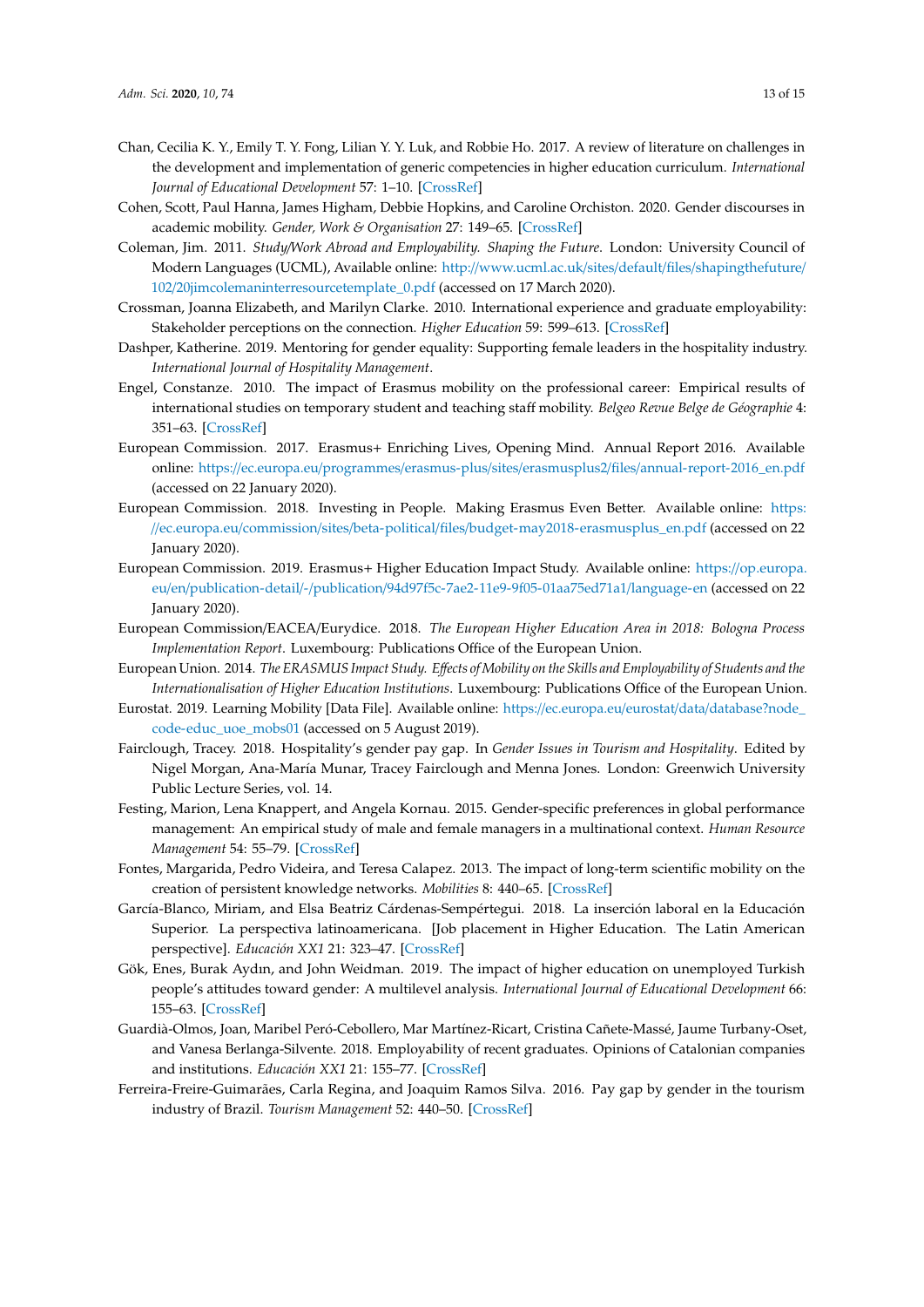Chan, Cecilia K. Y., Emily T. Y. Fong, Lilian Y. Y. Luk, and Robbie Ho. 2017. A review of literature on challenges in the development and implementation of generic competencies in higher education curriculum. *International Journal of Educational Development* 57: 1–10. [CrossRef]

Cohen, Scott, Paul Hanna, James Higham, Debbie Hopkins, and Caroline Orchiston. 2020. Gender discourses in academic mobility. *Gender, Work & Organisation* 27: 149–65. [CrossRef]

Coleman, Jim. 2011. *Study/Work Abroad and Employability. Shaping the Future*. London: University Council of Modern Languages (UCML), Available online: http://www.ucml.ac.uk/sites/default/files/shapingthefuture/102/20jimcolemaninterresourcetemplate_0.pdf (accessed on 17 March 2020).

Crossman, Joanna Elizabeth, and Marilyn Clarke. 2010. International experience and graduate employability: Stakeholder perceptions on the connection. *Higher Education* 59: 599–613. [CrossRef]

Dashper, Katherine. 2019. Mentoring for gender equality: Supporting female leaders in the hospitality industry. *International Journal of Hospitality Management*.

Engel, Constanze. 2010. The impact of Erasmus mobility on the professional career: Empirical results of international studies on temporary student and teaching staff mobility. *Belgeo Revue Belge de Géographie* 4: 351–63. [CrossRef]

European Commission. 2017. Erasmus+ Enriching Lives, Opening Mind. Annual Report 2016. Available online: https://ec.europa.eu/programmes/erasmus-plus/sites/erasmusplus2/files/annual-report-2016_en.pdf (accessed on 22 January 2020).

European Commission. 2018. Investing in People. Making Erasmus Even Better. Available online: https://ec.europa.eu/commission/sites/beta-political/files/budget-may2018-erasmusplus_en.pdf (accessed on 22 January 2020).

European Commission. 2019. Erasmus+ Higher Education Impact Study. Available online: https://op.europa.eu/en/publication-detail/-/publication/94d97f5c-7ae2-11e9-9f05-01aa75ed71a1/language-en (accessed on 22 January 2020).

European Commission/EACEA/Eurydice. 2018. *The European Higher Education Area in 2018: Bologna Process Implementation Report*. Luxembourg: Publications Office of the European Union.

European Union. 2014. *The ERASMUS Impact Study. Effects of Mobility on the Skills and Employability of Students and the Internationalisation of Higher Education Institutions*. Luxembourg: Publications Office of the European Union.

Eurostat. 2019. Learning Mobility [Data File]. Available online: https://ec.europa.eu/eurostat/data/database?node_code-educ_uoe_mobs01 (accessed on 5 August 2019).

Fairclough, Tracey. 2018. Hospitality's gender pay gap. In *Gender Issues in Tourism and Hospitality*. Edited by Nigel Morgan, Ana-María Munar, Tracey Fairclough and Menna Jones. London: Greenwich University Public Lecture Series, vol. 14.

Festing, Marion, Lena Knappert, and Angela Kornau. 2015. Gender-specific preferences in global performance management: An empirical study of male and female managers in a multinational context. *Human Resource Management* 54: 55–79. [CrossRef]

Fontes, Margarida, Pedro Videira, and Teresa Calapez. 2013. The impact of long-term scientific mobility on the creation of persistent knowledge networks. *Mobilities* 8: 440–65. [CrossRef]

García-Blanco, Miriam, and Elsa Beatriz Cárdenas-Sempértegui. 2018. La inserción laboral en la Educación Superior. La perspectiva latinoamericana. [Job placement in Higher Education. The Latin American perspective]. *Educación XX1* 21: 323–47. [CrossRef]

Gök, Enes, Burak Aydın, and John Weidman. 2019. The impact of higher education on unemployed Turkish people's attitudes toward gender: A multilevel analysis. *International Journal of Educational Development* 66: 155–63. [CrossRef]

Guardià-Olmos, Joan, Maribel Peró-Cebollero, Mar Martínez-Ricart, Cristina Cañete-Massé, Jaume Turbany-Oset, and Vanesa Berlanga-Silvente. 2018. Employability of recent graduates. Opinions of Catalonian companies and institutions. *Educación XX1* 21: 155–77. [CrossRef]

Ferreira-Freire-Guimarães, Carla Regina, and Joaquim Ramos Silva. 2016. Pay gap by gender in the tourism industry of Brazil. *Tourism Management* 52: 440–50. [CrossRef]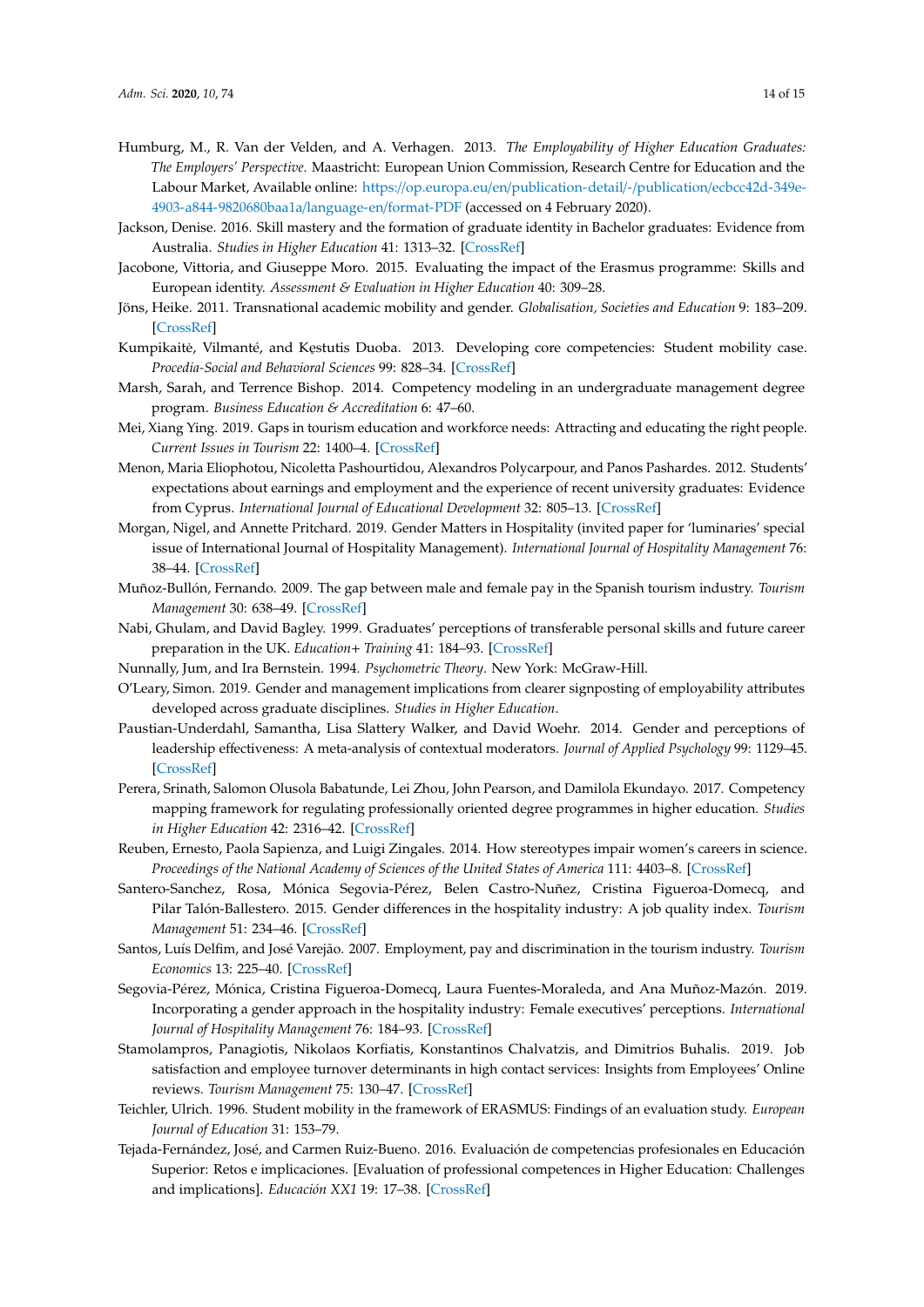Humburg, M., R. Van der Velden, and A. Verhagen. 2013. *The Employability of Higher Education Graduates: The Employers' Perspective*. Maastricht: European Union Commission, Research Centre for Education and the Labour Market, Available online: https://op.europa.eu/en/publication-detail/-/publication/ecbcc42d-349e-4903-a844-9820680baa1a/language-en/format-PDF (accessed on 4 February 2020).

Jackson, Denise. 2016. Skill mastery and the formation of graduate identity in Bachelor graduates: Evidence from Australia. *Studies in Higher Education* 41: 1313–32. [CrossRef]

Jacobone, Vittoria, and Giuseppe Moro. 2015. Evaluating the impact of the Erasmus programme: Skills and European identity. *Assessment & Evaluation in Higher Education* 40: 309–28.

Jöns, Heike. 2011. Transnational academic mobility and gender. *Globalisation, Societies and Education* 9: 183–209. [CrossRef]

Kumpikaitė, Vilmantė, and Kęstutis Duoba. 2013. Developing core competencies: Student mobility case. *Procedia-Social and Behavioral Sciences* 99: 828–34. [CrossRef]

Marsh, Sarah, and Terrence Bishop. 2014. Competency modeling in an undergraduate management degree program. *Business Education & Accreditation* 6: 47–60.

Mei, Xiang Ying. 2019. Gaps in tourism education and workforce needs: Attracting and educating the right people. *Current Issues in Tourism* 22: 1400–4. [CrossRef]

Menon, Maria Eliophotou, Nicoletta Pashourtidou, Alexandros Polycarpou, and Panos Pashardes. 2012. Students' expectations about earnings and employment and the experience of recent university graduates: Evidence from Cyprus. *International Journal of Educational Development* 32: 805–13. [CrossRef]

Morgan, Nigel, and Annette Pritchard. 2019. Gender Matters in Hospitality (invited paper for 'luminaries' special issue of International Journal of Hospitality Management). *International Journal of Hospitality Management* 76: 38–44. [CrossRef]

Muñoz-Bullón, Fernando. 2009. The gap between male and female pay in the Spanish tourism industry. *Tourism Management* 30: 638–49. [CrossRef]

Nabi, Ghulam, and David Bagley. 1999. Graduates' perceptions of transferable personal skills and future career preparation in the UK. *Education+ Training* 41: 184–93. [CrossRef]

Nunnally, Jum, and Ira Bernstein. 1994. *Psychometric Theory*. New York: McGraw-Hill.

O'Leary, Simon. 2019. Gender and management implications from clearer signposting of employability attributes developed across graduate disciplines. *Studies in Higher Education*.

Paustian-Underdahl, Samantha, Lisa Slattery Walker, and David Woehr. 2014. Gender and perceptions of leadership effectiveness: A meta-analysis of contextual moderators. *Journal of Applied Psychology* 99: 1129–45. [CrossRef]

Perera, Srinath, Salomon Olusola Babatunde, Lei Zhou, John Pearson, and Damilola Ekundayo. 2017. Competency mapping framework for regulating professionally oriented degree programmes in higher education. *Studies in Higher Education* 42: 2316–42. [CrossRef]

Reuben, Ernesto, Paola Sapienza, and Luigi Zingales. 2014. How stereotypes impair women's careers in science. *Proceedings of the National Academy of Sciences of the United States of America* 111: 4403–8. [CrossRef]

Santero-Sanchez, Rosa, Mónica Segovia-Pérez, Belen Castro-Nuñez, Cristina Figueroa-Domecq, and Pilar Talón-Ballestero. 2015. Gender differences in the hospitality industry: A job quality index. *Tourism Management* 51: 234–46. [CrossRef]

Santos, Luís Delfim, and José Varejão. 2007. Employment, pay and discrimination in the tourism industry. *Tourism Economics* 13: 225–40. [CrossRef]

Segovia-Pérez, Mónica, Cristina Figueroa-Domecq, Laura Fuentes-Moraleda, and Ana Muñoz-Mazón. 2019. Incorporating a gender approach in the hospitality industry: Female executives' perceptions. *International Journal of Hospitality Management* 76: 184–93. [CrossRef]

Stamolampros, Panagiotis, Nikolaos Korfiatis, Konstantinos Chalvatzis, and Dimitrios Buhalis. 2019. Job satisfaction and employee turnover determinants in high contact services: Insights from Employees' Online reviews. *Tourism Management* 75: 130–47. [CrossRef]

Teichler, Ulrich. 1996. Student mobility in the framework of ERASMUS: Findings of an evaluation study. *European Journal of Education* 31: 153–79.

Tejada-Fernández, José, and Carmen Ruiz-Bueno. 2016. Evaluación de competencias profesionales en Educación Superior: Retos e implicaciones. [Evaluation of professional competences in Higher Education: Challenges and implications]. *Educación XX1* 19: 17–38. [CrossRef]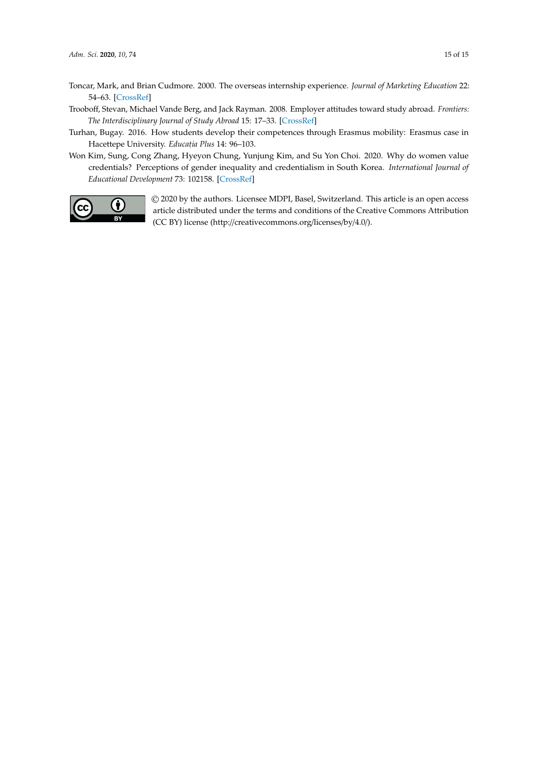Toncar, Mark, and Brian Cudmore. 2000. The overseas internship experience. *Journal of Marketing Education* 22: 54–63. [CrossRef]

Trooboff, Stevan, Michael Vande Berg, and Jack Rayman. 2008. Employer attitudes toward study abroad. *Frontiers: The Interdisciplinary Journal of Study Abroad* 15: 17–33. [CrossRef]

Turhan, Bugay. 2016. How students develop their competences through Erasmus mobility: Erasmus case in Hacettepe University. *Educația Plus* 14: 96–103.

Won Kim, Sung, Cong Zhang, Hyeyon Chung, Yunjung Kim, and Su Yon Choi. 2020. Why do women value credentials? Perceptions of gender inequality and credentialism in South Korea. *International Journal of Educational Development* 73: 102158. [CrossRef]

© 2020 by the authors. Licensee MDPI, Basel, Switzerland. This article is an open access article distributed under the terms and conditions of the Creative Commons Attribution (CC BY) license (http://creativecommons.org/licenses/by/4.0/).